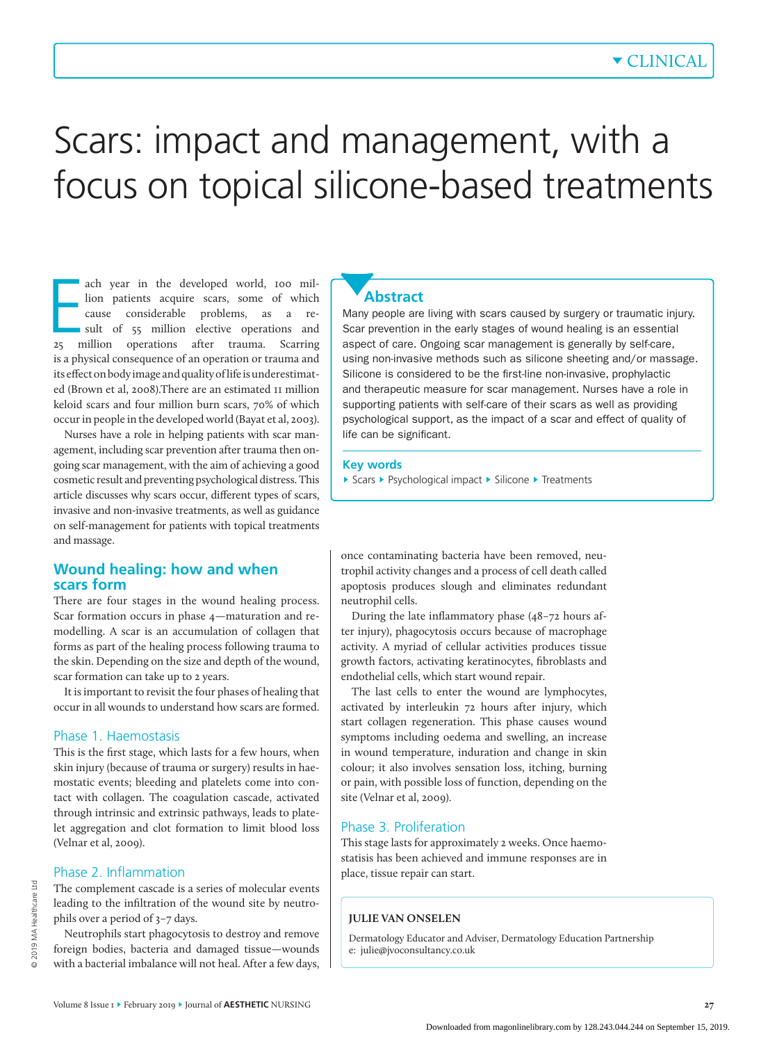# Scars: impact and management, with a focus on topical silicone-based treatments

## Abstract

Many people are living with scars caused by surgery or traumatic injury. Scar prevention in the early stages of wound healing is an essential aspect of care. Ongoing scar management is generally by self-care, using non-invasive methods such as silicone sheeting and/or massage. Silicone is considered to be the first-line non-invasive, prophylactic and therapeutic measure for scar management. Nurses have a role in supporting patients with self-care of their scars as well as providing psychological support, as the impact of a scar and effect of quality of life can be significant.

**Key words**

Scars ▸ Psychological impact ▸ Silicone ▸ Treatments

**JULIE VAN ONSELEN**

Dermatology Educator and Adviser, Dermatology Education Partnership
e: julie@jvoconsultancy.co.uk

Each year in the developed world, 100 million patients acquire scars, some of which cause considerable problems, as a result of 55 million elective operations and 25 million operations after trauma. Scarring is a physical consequence of an operation or trauma and its effect on body image and quality of life is underestimated (Brown et al, 2008).There are an estimated 11 million keloid scars and four million burn scars, 70% of which occur in people in the developed world (Bayat et al, 2003).

Nurses have a role in helping patients with scar management, including scar prevention after trauma then ongoing scar management, with the aim of achieving a good cosmetic result and preventing psychological distress. This article discusses why scars occur, different types of scars, invasive and non-invasive treatments, as well as guidance on self-management for patients with topical treatments and massage.

## Wound healing: how and when scars form

There are four stages in the wound healing process. Scar formation occurs in phase 4—maturation and remodelling. A scar is an accumulation of collagen that forms as part of the healing process following trauma to the skin. Depending on the size and depth of the wound, scar formation can take up to 2 years.

It is important to revisit the four phases of healing that occur in all wounds to understand how scars are formed.

### Phase 1. Haemostasis

This is the first stage, which lasts for a few hours, when skin injury (because of trauma or surgery) results in haemostatic events; bleeding and platelets come into contact with collagen. The coagulation cascade, activated through intrinsic and extrinsic pathways, leads to platelet aggregation and clot formation to limit blood loss (Velnar et al, 2009).

### Phase 2. Inflammation

The complement cascade is a series of molecular events leading to the infiltration of the wound site by neutrophils over a period of 3–7 days.

Neutrophils start phagocytosis to destroy and remove foreign bodies, bacteria and damaged tissue—wounds with a bacterial imbalance will not heal. After a few days, once contaminating bacteria have been removed, neutrophil activity changes and a process of cell death called apoptosis produces slough and eliminates redundant neutrophil cells.

During the late inflammatory phase (48–72 hours after injury), phagocytosis occurs because of macrophage activity. A myriad of cellular activities produces tissue growth factors, activating keratinocytes, fibroblasts and endothelial cells, which start wound repair.

The last cells to enter the wound are lymphocytes, activated by interleukin 72 hours after injury, which start collagen regeneration. This phase causes wound symptoms including oedema and swelling, an increase in wound temperature, induration and change in skin colour; it also involves sensation loss, itching, burning or pain, with possible loss of function, depending on the site (Velnar et al, 2009).

### Phase 3. Proliferation

This stage lasts for approximately 2 weeks. Once haemostatis has been achieved and immune responses are in place, tissue repair can start.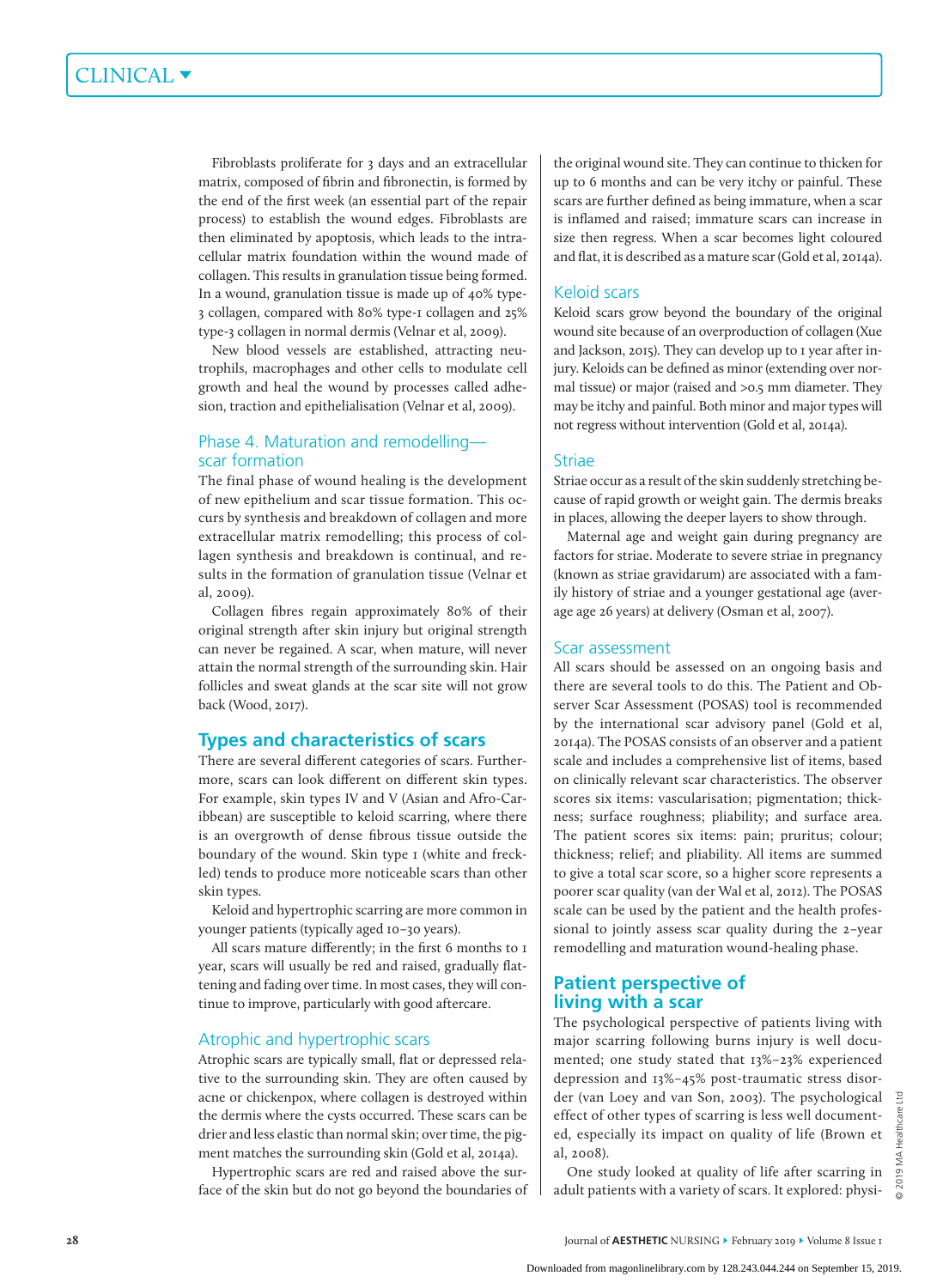Fibroblasts proliferate for 3 days and an extracellular matrix, composed of fibrin and fibronectin, is formed by the end of the first week (an essential part of the repair process) to establish the wound edges. Fibroblasts are then eliminated by apoptosis, which leads to the intracellular matrix foundation within the wound made of collagen. This results in granulation tissue being formed. In a wound, granulation tissue is made up of 40% type-3 collagen, compared with 80% type-1 collagen and 25% type-3 collagen in normal dermis (Velnar et al, 2009).

New blood vessels are established, attracting neutrophils, macrophages and other cells to modulate cell growth and heal the wound by processes called adhesion, traction and epithelialisation (Velnar et al, 2009).

### Phase 4. Maturation and remodelling—scar formation

The final phase of wound healing is the development of new epithelium and scar tissue formation. This occurs by synthesis and breakdown of collagen and more extracellular matrix remodelling; this process of collagen synthesis and breakdown is continual, and results in the formation of granulation tissue (Velnar et al, 2009).

Collagen fibres regain approximately 80% of their original strength after skin injury but original strength can never be regained. A scar, when mature, will never attain the normal strength of the surrounding skin. Hair follicles and sweat glands at the scar site will not grow back (Wood, 2017).

## Types and characteristics of scars

There are several different categories of scars. Furthermore, scars can look different on different skin types. For example, skin types IV and V (Asian and Afro-Caribbean) are susceptible to keloid scarring, where there is an overgrowth of dense fibrous tissue outside the boundary of the wound. Skin type 1 (white and freckled) tends to produce more noticeable scars than other skin types.

Keloid and hypertrophic scarring are more common in younger patients (typically aged 10–30 years).

All scars mature differently; in the first 6 months to 1 year, scars will usually be red and raised, gradually flattening and fading over time. In most cases, they will continue to improve, particularly with good aftercare.

### Atrophic and hypertrophic scars

Atrophic scars are typically small, flat or depressed relative to the surrounding skin. They are often caused by acne or chickenpox, where collagen is destroyed within the dermis where the cysts occurred. These scars can be drier and less elastic than normal skin; over time, the pigment matches the surrounding skin (Gold et al, 2014a).

Hypertrophic scars are red and raised above the surface of the skin but do not go beyond the boundaries of the original wound site. They can continue to thicken for up to 6 months and can be very itchy or painful. These scars are further defined as being immature, when a scar is inflamed and raised; immature scars can increase in size then regress. When a scar becomes light coloured and flat, it is described as a mature scar (Gold et al, 2014a).

### Keloid scars

Keloid scars grow beyond the boundary of the original wound site because of an overproduction of collagen (Xue and Jackson, 2015). They can develop up to 1 year after injury. Keloids can be defined as minor (extending over normal tissue) or major (raised and >0.5 mm diameter. They may be itchy and painful. Both minor and major types will not regress without intervention (Gold et al, 2014a).

### Striae

Striae occur as a result of the skin suddenly stretching because of rapid growth or weight gain. The dermis breaks in places, allowing the deeper layers to show through.

Maternal age and weight gain during pregnancy are factors for striae. Moderate to severe striae in pregnancy (known as striae gravidarum) are associated with a family history of striae and a younger gestational age (average age 26 years) at delivery (Osman et al, 2007).

### Scar assessment

All scars should be assessed on an ongoing basis and there are several tools to do this. The Patient and Observer Scar Assessment (POSAS) tool is recommended by the international scar advisory panel (Gold et al, 2014a). The POSAS consists of an observer and a patient scale and includes a comprehensive list of items, based on clinically relevant scar characteristics. The observer scores six items: vascularisation; pigmentation; thickness; surface roughness; pliability; and surface area. The patient scores six items: pain; pruritus; colour; thickness; relief; and pliability. All items are summed to give a total scar score, so a higher score represents a poorer scar quality (van der Wal et al, 2012). The POSAS scale can be used by the patient and the health professional to jointly assess scar quality during the 2–year remodelling and maturation wound-healing phase.

## Patient perspective of living with a scar

The psychological perspective of patients living with major scarring following burns injury is well documented; one study stated that 13%–23% experienced depression and 13%–45% post-traumatic stress disorder (van Loey and van Son, 2003). The psychological effect of other types of scarring is less well documented, especially its impact on quality of life (Brown et al, 2008).

One study looked at quality of life after scarring in adult patients with a variety of scars. It explored: physi-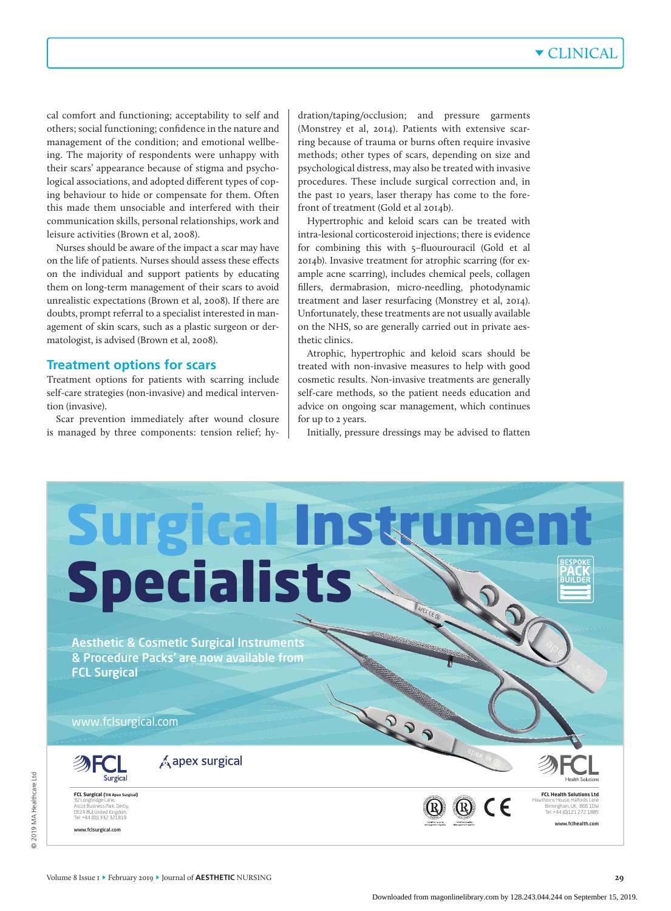cal comfort and functioning; acceptability to self and others; social functioning; confidence in the nature and management of the condition; and emotional wellbeing. The majority of respondents were unhappy with their scars' appearance because of stigma and psychological associations, and adopted different types of coping behaviour to hide or compensate for them. Often this made them unsociable and interfered with their communication skills, personal relationships, work and leisure activities (Brown et al, 2008).

Nurses should be aware of the impact a scar may have on the life of patients. Nurses should assess these effects on the individual and support patients by educating them on long-term management of their scars to avoid unrealistic expectations (Brown et al, 2008). If there are doubts, prompt referral to a specialist interested in management of skin scars, such as a plastic surgeon or dermatologist, is advised (Brown et al, 2008).

## Treatment options for scars

Treatment options for patients with scarring include self-care strategies (non-invasive) and medical intervention (invasive).

Scar prevention immediately after wound closure is managed by three components: tension relief; hydration/taping/occlusion; and pressure garments (Monstrey et al, 2014). Patients with extensive scarring because of trauma or burns often require invasive methods; other types of scars, depending on size and psychological distress, may also be treated with invasive procedures. These include surgical correction and, in the past 10 years, laser therapy has come to the forefront of treatment (Gold et al 2014b).

Hypertrophic and keloid scars can be treated with intra-lesional corticosteroid injections; there is evidence for combining this with 5-fluourouracil (Gold et al 2014b). Invasive treatment for atrophic scarring (for example acne scarring), includes chemical peels, collagen fillers, dermabrasion, micro-needling, photodynamic treatment and laser resurfacing (Monstrey et al, 2014). Unfortunately, these treatments are not usually available on the NHS, so are generally carried out in private aesthetic clinics.

Atrophic, hypertrophic and keloid scars should be treated with non-invasive measures to help with good cosmetic results. Non-invasive treatments are generally self-care methods, so the patient needs education and advice on ongoing scar management, which continues for up to 2 years.

Initially, pressure dressings may be advised to flatten

**Surgical Instrument Specialists**

Aesthetic & Cosmetic Surgical Instruments & Procedure Packs' are now available from FCL Surgical

www.fclsurgical.com

BESPOKE PACK BUILDER

FCL Surgical | apex surgical | FCL Health Solutions

**FCL Surgical** (T/A Apex Surgical)
32 Longbridge Lane,
Ascot Business Park, Derby,
DE24 8UJ, United Kingdom.
Tel: +44 (0)1332 321819

www.fclsurgical.com

**FCL Health Solutions Ltd**
Hawthorns House, Halfords Lane
Birmingham, UK. B66 1DW
Tel: +44 (0)121 272 1885

www.fclhealth.com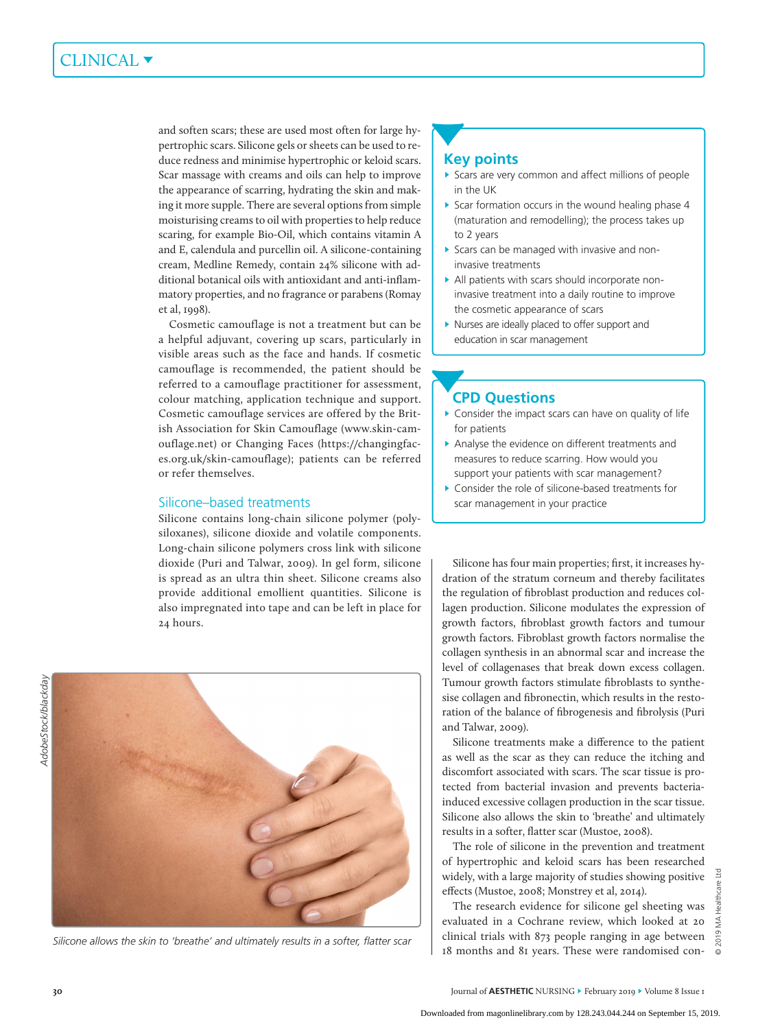and soften scars; these are used most often for large hypertrophic scars. Silicone gels or sheets can be used to reduce redness and minimise hypertrophic or keloid scars. Scar massage with creams and oils can help to improve the appearance of scarring, hydrating the skin and making it more supple. There are several options from simple moisturising creams to oil with properties to help reduce scaring, for example Bio-Oil, which contains vitamin A and E, calendula and purcellin oil. A silicone-containing cream, Medline Remedy, contain 24% silicone with additional botanical oils with antioxidant and anti-inflammatory properties, and no fragrance or parabens (Romay et al, 1998).

Cosmetic camouflage is not a treatment but can be a helpful adjuvant, covering up scars, particularly in visible areas such as the face and hands. If cosmetic camouflage is recommended, the patient should be referred to a camouflage practitioner for assessment, colour matching, application technique and support. Cosmetic camouflage services are offered by the British Association for Skin Camouflage (www.skin-camouflage.net) or Changing Faces (https://changingfaces.org.uk/skin-camouflage); patients can be referred or refer themselves.

## Silicone–based treatments

Silicone contains long-chain silicone polymer (polysiloxanes), silicone dioxide and volatile components. Long-chain silicone polymers cross link with silicone dioxide (Puri and Talwar, 2009). In gel form, silicone is spread as an ultra thin sheet. Silicone creams also provide additional emollient quantities. Silicone is also impregnated into tape and can be left in place for 24 hours.

*Silicone allows the skin to 'breathe' and ultimately results in a softer, flatter scar*

## Key points

- Scars are very common and affect millions of people in the UK
- Scar formation occurs in the wound healing phase 4 (maturation and remodelling); the process takes up to 2 years
- Scars can be managed with invasive and non-invasive treatments
- All patients with scars should incorporate non-invasive treatment into a daily routine to improve the cosmetic appearance of scars
- Nurses are ideally placed to offer support and education in scar management

## CPD Questions

- Consider the impact scars can have on quality of life for patients
- Analyse the evidence on different treatments and measures to reduce scarring. How would you support your patients with scar management?
- Consider the role of silicone-based treatments for scar management in your practice

Silicone has four main properties; first, it increases hydration of the stratum corneum and thereby facilitates the regulation of fibroblast production and reduces collagen production. Silicone modulates the expression of growth factors, fibroblast growth factors and tumour growth factors. Fibroblast growth factors normalise the collagen synthesis in an abnormal scar and increase the level of collagenases that break down excess collagen. Tumour growth factors stimulate fibroblasts to synthesise collagen and fibronectin, which results in the restoration of the balance of fibrogenesis and fibrolysis (Puri and Talwar, 2009).

Silicone treatments make a difference to the patient as well as the scar as they can reduce the itching and discomfort associated with scars. The scar tissue is protected from bacterial invasion and prevents bacteria-induced excessive collagen production in the scar tissue. Silicone also allows the skin to 'breathe' and ultimately results in a softer, flatter scar (Mustoe, 2008).

The role of silicone in the prevention and treatment of hypertrophic and keloid scars has been researched widely, with a large majority of studies showing positive effects (Mustoe, 2008; Monstrey et al, 2014).

The research evidence for silicone gel sheeting was evaluated in a Cochrane review, which looked at 20 clinical trials with 873 people ranging in age between 18 months and 81 years. These were randomised con-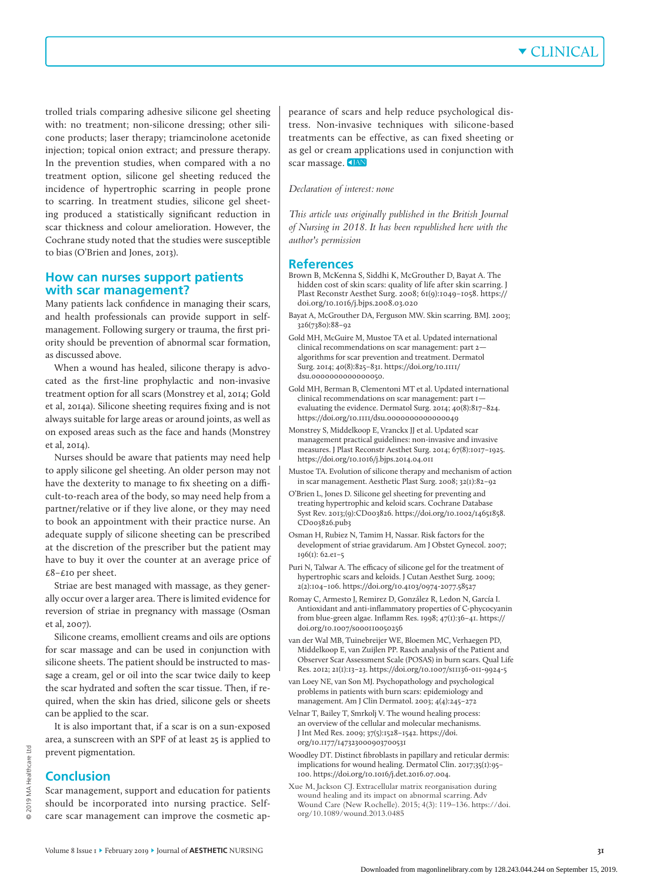trolled trials comparing adhesive silicone gel sheeting with: no treatment; non-silicone dressing; other silicone products; laser therapy; triamcinolone acetonide injection; topical onion extract; and pressure therapy. In the prevention studies, when compared with a no treatment option, silicone gel sheeting reduced the incidence of hypertrophic scarring in people prone to scarring. In treatment studies, silicone gel sheeting produced a statistically significant reduction in scar thickness and colour amelioration. However, the Cochrane study noted that the studies were susceptible to bias (O'Brien and Jones, 2013).

## How can nurses support patients with scar management?

Many patients lack confidence in managing their scars, and health professionals can provide support in self-management. Following surgery or trauma, the first priority should be prevention of abnormal scar formation, as discussed above.

When a wound has healed, silicone therapy is advocated as the first-line prophylactic and non-invasive treatment option for all scars (Monstrey et al, 2014; Gold et al, 2014a). Silicone sheeting requires fixing and is not always suitable for large areas or around joints, as well as on exposed areas such as the face and hands (Monstrey et al, 2014).

Nurses should be aware that patients may need help to apply silicone gel sheeting. An older person may not have the dexterity to manage to fix sheeting on a difficult-to-reach area of the body, so may need help from a partner/relative or if they live alone, or they may need to book an appointment with their practice nurse. An adequate supply of silicone sheeting can be prescribed at the discretion of the prescriber but the patient may have to buy it over the counter at an average price of £8–£10 per sheet.

Striae are best managed with massage, as they generally occur over a larger area. There is limited evidence for reversion of striae in pregnancy with massage (Osman et al, 2007).

Silicone creams, emollient creams and oils are options for scar massage and can be used in conjunction with silicone sheets. The patient should be instructed to massage a cream, gel or oil into the scar twice daily to keep the scar hydrated and soften the scar tissue. Then, if required, when the skin has dried, silicone gels or sheets can be applied to the scar.

It is also important that, if a scar is on a sun-exposed area, a sunscreen with an SPF of at least 25 is applied to prevent pigmentation.

## Conclusion

Scar management, support and education for patients should be incorporated into nursing practice. Self-care scar management can improve the cosmetic appearance of scars and help reduce psychological distress. Non-invasive techniques with silicone-based treatments can be effective, as can fixed sheeting or as gel or cream applications used in conjunction with scar massage. JAN

*Declaration of interest: none*

*This article was originally published in the British Journal of Nursing in 2018. It has been republished here with the author's permission*

## References

Brown B, McKenna S, Siddhi K, McGrouther D, Bayat A. The hidden cost of skin scars: quality of life after skin scarring. J Plast Reconstr Aesthet Surg. 2008; 61(9):1049–1058. https://doi.org/10.1016/j.bjps.2008.03.020

Bayat A, McGrouther DA, Ferguson MW. Skin scarring. BMJ. 2003; 326(7380):88–92

Gold MH, McGuire M, Mustoe TA et al. Updated international clinical recommendations on scar management: part 2—algorithms for scar prevention and treatment. Dermatol Surg. 2014; 40(8):825–831. https://doi.org/10.1111/dsu.0000000000000050.

Gold MH, Berman B, Clementoni MT et al. Updated international clinical recommendations on scar management: part 1—evaluating the evidence. Dermatol Surg. 2014; 40(8):817–824. https://doi.org/10.1111/dsu.0000000000000049

Monstrey S, Middelkoop E, Vranckx JJ et al. Updated scar management practical guidelines: non-invasive and invasive measures. J Plast Reconstr Aesthet Surg. 2014; 67(8):1017–1925. https://doi.org/10.1016/j.bjps.2014.04.011

Mustoe TA. Evolution of silicone therapy and mechanism of action in scar management. Aesthetic Plast Surg. 2008; 32(1):82–92

O'Brien L, Jones D. Silicone gel sheeting for preventing and treating hypertrophic and keloid scars. Cochrane Database Syst Rev. 2013;(9):CD003826. https://doi.org/10.1002/14651858.CD003826.pub3

Osman H, Rubiez N, Tamim H, Nassar. Risk factors for the development of striae gravidarum. Am J Obstet Gynecol. 2007; 196(1): 62.e1–5

Puri N, Talwar A. The efficacy of silicone gel for the treatment of hypertrophic scars and keloids. J Cutan Aesthet Surg. 2009; 2(2):104–106. https://doi.org/10.4103/0974-2077.58527

Romay C, Armesto J, Remirez D, González R, Ledon N, García I. Antioxidant and anti-inflammatory properties of C-phycocyanin from blue-green algae. Inflamm Res. 1998; 47(1):36–41. https://doi.org/10.1007/s000110050256

van der Wal MB, Tuinebreijer WE, Bloemen MC, Verhaegen PD, Middelkoop E, van Zuijlen PP. Rasch analysis of the Patient and Observer Scar Assessment Scale (POSAS) in burn scars. Qual Life Res. 2012; 21(1):13–23. https://doi.org/10.1007/s11136-011-9924-5

van Loey NE, van Son MJ. Psychopathology and psychological problems in patients with burn scars: epidemiology and management. Am J Clin Dermatol. 2003; 4(4):245–272

Velnar T, Bailey T, Smrkolj V. The wound healing process: an overview of the cellular and molecular mechanisms. J Int Med Res. 2009; 37(5):1528–1542. https://doi.org/10.1177/147323000903700531

Woodley DT. Distinct fibroblasts in papillary and reticular dermis: implications for wound healing. Dermatol Clin. 2017;35(1):95–100. https://doi.org/10.1016/j.det.2016.07.004.

Xue M, Jackson CJ. Extracellular matrix reorganisation during wound healing and its impact on abnormal scarring. Adv Wound Care (New Rochelle). 2015; 4(3): 119–136. https://doi.org/10.1089/wound.2013.0485